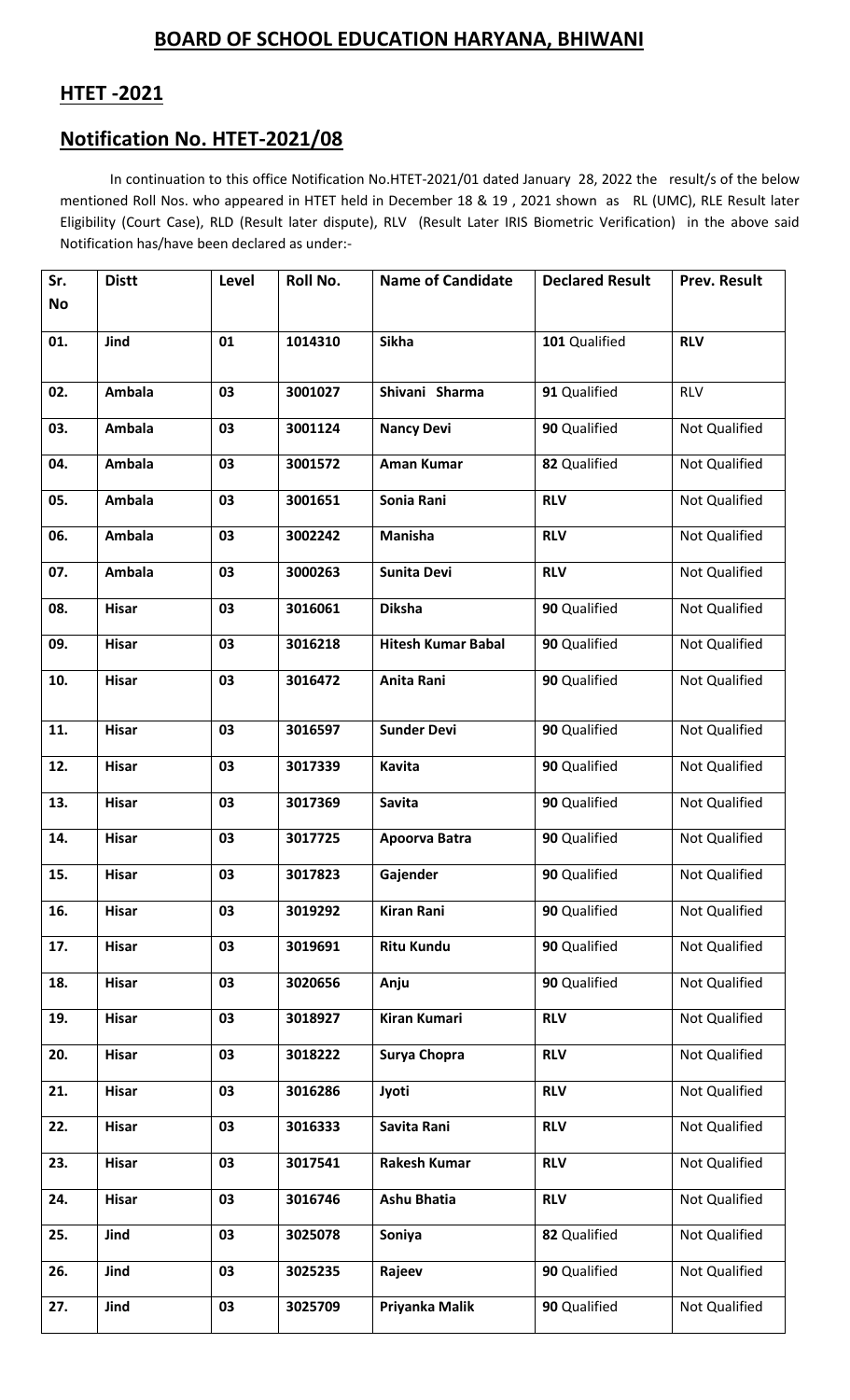## BOARD OF SCHOOL EDUCATION HARYANA, BHIWANI

## HTET -2021

## Notification No. HTET-2021/08

In continuation to this office Notification No.HTET-2021/01 dated January 28, 2022 the result/s of the below mentioned Roll Nos. who appeared in HTET held in December 18 & 19 , 2021 shown as RL (UMC), RLE Result later Eligibility (Court Case), RLD (Result later dispute), RLV (Result Later IRIS Biometric Verification) in the above said Notification has/have been declared as under:-

| Sr. No | Distt | Level | Roll No. | Name of Candidate | Declared Result | Prev. Result |
|---|---|---|---|---|---|---|
| 01. | Jind | 01 | 1014310 | Sikha | 101 Qualified | RLV |
| 02. | Ambala | 03 | 3001027 | Shivani Sharma | 91 Qualified | RLV |
| 03. | Ambala | 03 | 3001124 | Nancy Devi | 90 Qualified | Not Qualified |
| 04. | Ambala | 03 | 3001572 | Aman Kumar | 82 Qualified | Not Qualified |
| 05. | Ambala | 03 | 3001651 | Sonia Rani | RLV | Not Qualified |
| 06. | Ambala | 03 | 3002242 | Manisha | RLV | Not Qualified |
| 07. | Ambala | 03 | 3000263 | Sunita Devi | RLV | Not Qualified |
| 08. | Hisar | 03 | 3016061 | Diksha | 90 Qualified | Not Qualified |
| 09. | Hisar | 03 | 3016218 | Hitesh Kumar Babal | 90 Qualified | Not Qualified |
| 10. | Hisar | 03 | 3016472 | Anita Rani | 90 Qualified | Not Qualified |
| 11. | Hisar | 03 | 3016597 | Sunder Devi | 90 Qualified | Not Qualified |
| 12. | Hisar | 03 | 3017339 | Kavita | 90 Qualified | Not Qualified |
| 13. | Hisar | 03 | 3017369 | Savita | 90 Qualified | Not Qualified |
| 14. | Hisar | 03 | 3017725 | Apoorva Batra | 90 Qualified | Not Qualified |
| 15. | Hisar | 03 | 3017823 | Gajender | 90 Qualified | Not Qualified |
| 16. | Hisar | 03 | 3019292 | Kiran Rani | 90 Qualified | Not Qualified |
| 17. | Hisar | 03 | 3019691 | Ritu Kundu | 90 Qualified | Not Qualified |
| 18. | Hisar | 03 | 3020656 | Anju | 90 Qualified | Not Qualified |
| 19. | Hisar | 03 | 3018927 | Kiran Kumari | RLV | Not Qualified |
| 20. | Hisar | 03 | 3018222 | Surya Chopra | RLV | Not Qualified |
| 21. | Hisar | 03 | 3016286 | Jyoti | RLV | Not Qualified |
| 22. | Hisar | 03 | 3016333 | Savita Rani | RLV | Not Qualified |
| 23. | Hisar | 03 | 3017541 | Rakesh Kumar | RLV | Not Qualified |
| 24. | Hisar | 03 | 3016746 | Ashu Bhatia | RLV | Not Qualified |
| 25. | Jind | 03 | 3025078 | Soniya | 82 Qualified | Not Qualified |
| 26. | Jind | 03 | 3025235 | Rajeev | 90 Qualified | Not Qualified |
| 27. | Jind | 03 | 3025709 | Priyanka Malik | 90 Qualified | Not Qualified |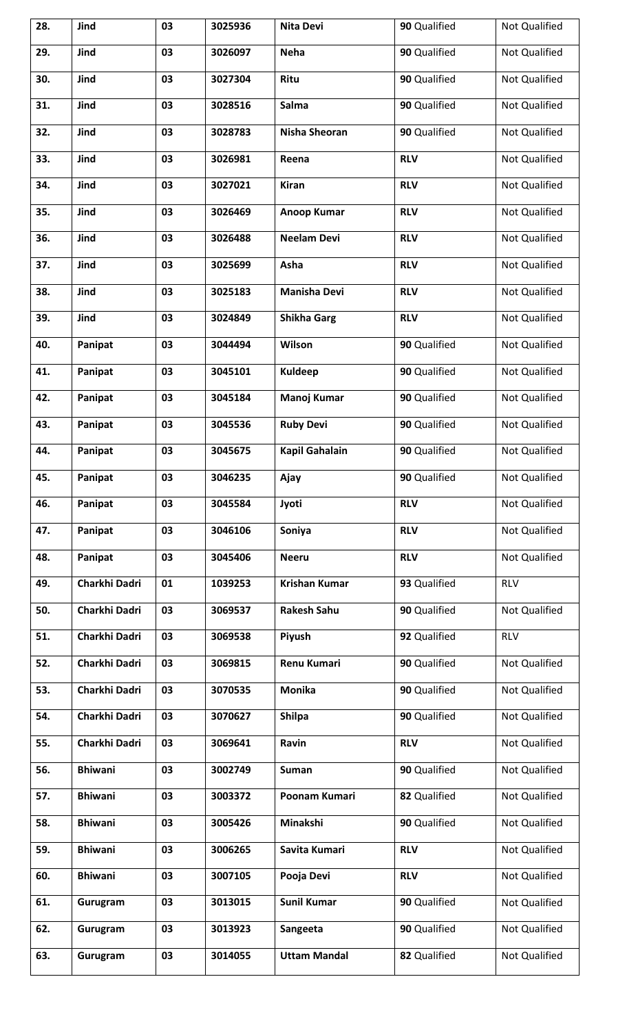| 28. | Jind | 03 | 3025936 | Nita Devi | 90 Qualified | Not Qualified |
|---|---|---|---|---|---|---|
| 29. | Jind | 03 | 3026097 | Neha | 90 Qualified | Not Qualified |
| 30. | Jind | 03 | 3027304 | Ritu | 90 Qualified | Not Qualified |
| 31. | Jind | 03 | 3028516 | Salma | 90 Qualified | Not Qualified |
| 32. | Jind | 03 | 3028783 | Nisha Sheoran | 90 Qualified | Not Qualified |
| 33. | Jind | 03 | 3026981 | Reena | RLV | Not Qualified |
| 34. | Jind | 03 | 3027021 | Kiran | RLV | Not Qualified |
| 35. | Jind | 03 | 3026469 | Anoop Kumar | RLV | Not Qualified |
| 36. | Jind | 03 | 3026488 | Neelam Devi | RLV | Not Qualified |
| 37. | Jind | 03 | 3025699 | Asha | RLV | Not Qualified |
| 38. | Jind | 03 | 3025183 | Manisha Devi | RLV | Not Qualified |
| 39. | Jind | 03 | 3024849 | Shikha Garg | RLV | Not Qualified |
| 40. | Panipat | 03 | 3044494 | Wilson | 90 Qualified | Not Qualified |
| 41. | Panipat | 03 | 3045101 | Kuldeep | 90 Qualified | Not Qualified |
| 42. | Panipat | 03 | 3045184 | Manoj Kumar | 90 Qualified | Not Qualified |
| 43. | Panipat | 03 | 3045536 | Ruby Devi | 90 Qualified | Not Qualified |
| 44. | Panipat | 03 | 3045675 | Kapil Gahalain | 90 Qualified | Not Qualified |
| 45. | Panipat | 03 | 3046235 | Ajay | 90 Qualified | Not Qualified |
| 46. | Panipat | 03 | 3045584 | Jyoti | RLV | Not Qualified |
| 47. | Panipat | 03 | 3046106 | Soniya | RLV | Not Qualified |
| 48. | Panipat | 03 | 3045406 | Neeru | RLV | Not Qualified |
| 49. | Charkhi Dadri | 01 | 1039253 | Krishan Kumar | 93 Qualified | RLV |
| 50. | Charkhi Dadri | 03 | 3069537 | Rakesh Sahu | 90 Qualified | Not Qualified |
| 51. | Charkhi Dadri | 03 | 3069538 | Piyush | 92 Qualified | RLV |
| 52. | Charkhi Dadri | 03 | 3069815 | Renu Kumari | 90 Qualified | Not Qualified |
| 53. | Charkhi Dadri | 03 | 3070535 | Monika | 90 Qualified | Not Qualified |
| 54. | Charkhi Dadri | 03 | 3070627 | Shilpa | 90 Qualified | Not Qualified |
| 55. | Charkhi Dadri | 03 | 3069641 | Ravin | RLV | Not Qualified |
| 56. | Bhiwani | 03 | 3002749 | Suman | 90 Qualified | Not Qualified |
| 57. | Bhiwani | 03 | 3003372 | Poonam Kumari | 82 Qualified | Not Qualified |
| 58. | Bhiwani | 03 | 3005426 | Minakshi | 90 Qualified | Not Qualified |
| 59. | Bhiwani | 03 | 3006265 | Savita Kumari | RLV | Not Qualified |
| 60. | Bhiwani | 03 | 3007105 | Pooja Devi | RLV | Not Qualified |
| 61. | Gurugram | 03 | 3013015 | Sunil Kumar | 90 Qualified | Not Qualified |
| 62. | Gurugram | 03 | 3013923 | Sangeeta | 90 Qualified | Not Qualified |
| 63. | Gurugram | 03 | 3014055 | Uttam Mandal | 82 Qualified | Not Qualified |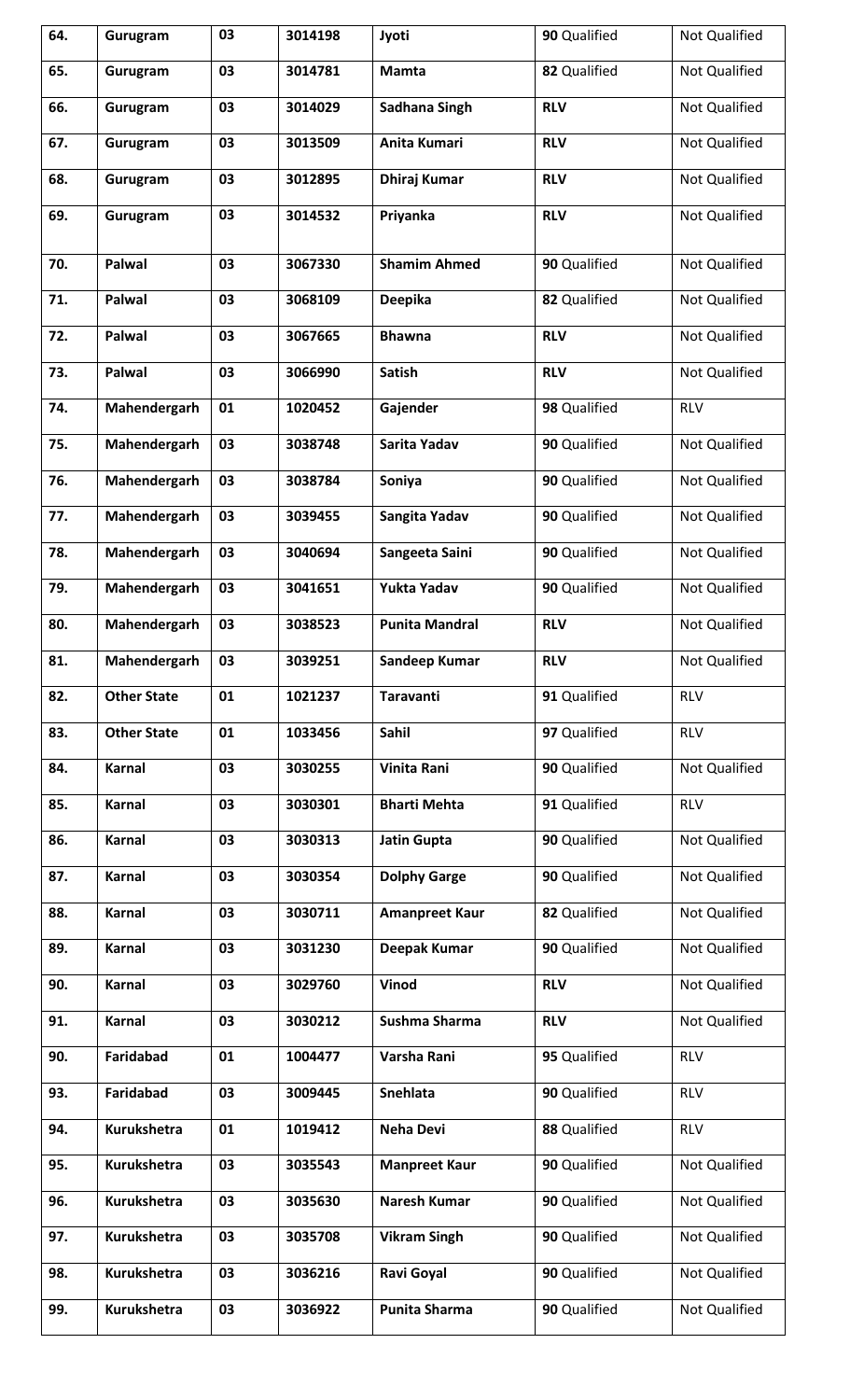| 64. | Gurugram | 03 | 3014198 | Jyoti | 90 Qualified | Not Qualified |
|---|---|---|---|---|---|---|
| 65. | Gurugram | 03 | 3014781 | Mamta | 82 Qualified | Not Qualified |
| 66. | Gurugram | 03 | 3014029 | Sadhana Singh | RLV | Not Qualified |
| 67. | Gurugram | 03 | 3013509 | Anita Kumari | RLV | Not Qualified |
| 68. | Gurugram | 03 | 3012895 | Dhiraj Kumar | RLV | Not Qualified |
| 69. | Gurugram | 03 | 3014532 | Priyanka | RLV | Not Qualified |
| 70. | Palwal | 03 | 3067330 | Shamim Ahmed | 90 Qualified | Not Qualified |
| 71. | Palwal | 03 | 3068109 | Deepika | 82 Qualified | Not Qualified |
| 72. | Palwal | 03 | 3067665 | Bhawna | RLV | Not Qualified |
| 73. | Palwal | 03 | 3066990 | Satish | RLV | Not Qualified |
| 74. | Mahendergarh | 01 | 1020452 | Gajender | 98 Qualified | RLV |
| 75. | Mahendergarh | 03 | 3038748 | Sarita Yadav | 90 Qualified | Not Qualified |
| 76. | Mahendergarh | 03 | 3038784 | Soniya | 90 Qualified | Not Qualified |
| 77. | Mahendergarh | 03 | 3039455 | Sangita Yadav | 90 Qualified | Not Qualified |
| 78. | Mahendergarh | 03 | 3040694 | Sangeeta Saini | 90 Qualified | Not Qualified |
| 79. | Mahendergarh | 03 | 3041651 | Yukta Yadav | 90 Qualified | Not Qualified |
| 80. | Mahendergarh | 03 | 3038523 | Punita Mandral | RLV | Not Qualified |
| 81. | Mahendergarh | 03 | 3039251 | Sandeep Kumar | RLV | Not Qualified |
| 82. | Other State | 01 | 1021237 | Taravanti | 91 Qualified | RLV |
| 83. | Other State | 01 | 1033456 | Sahil | 97 Qualified | RLV |
| 84. | Karnal | 03 | 3030255 | Vinita Rani | 90 Qualified | Not Qualified |
| 85. | Karnal | 03 | 3030301 | Bharti Mehta | 91 Qualified | RLV |
| 86. | Karnal | 03 | 3030313 | Jatin Gupta | 90 Qualified | Not Qualified |
| 87. | Karnal | 03 | 3030354 | Dolphy Garge | 90 Qualified | Not Qualified |
| 88. | Karnal | 03 | 3030711 | Amanpreet Kaur | 82 Qualified | Not Qualified |
| 89. | Karnal | 03 | 3031230 | Deepak Kumar | 90 Qualified | Not Qualified |
| 90. | Karnal | 03 | 3029760 | Vinod | RLV | Not Qualified |
| 91. | Karnal | 03 | 3030212 | Sushma Sharma | RLV | Not Qualified |
| 90. | Faridabad | 01 | 1004477 | Varsha Rani | 95 Qualified | RLV |
| 93. | Faridabad | 03 | 3009445 | Snehlata | 90 Qualified | RLV |
| 94. | Kurukshetra | 01 | 1019412 | Neha Devi | 88 Qualified | RLV |
| 95. | Kurukshetra | 03 | 3035543 | Manpreet Kaur | 90 Qualified | Not Qualified |
| 96. | Kurukshetra | 03 | 3035630 | Naresh Kumar | 90 Qualified | Not Qualified |
| 97. | Kurukshetra | 03 | 3035708 | Vikram Singh | 90 Qualified | Not Qualified |
| 98. | Kurukshetra | 03 | 3036216 | Ravi Goyal | 90 Qualified | Not Qualified |
| 99. | Kurukshetra | 03 | 3036922 | Punita Sharma | 90 Qualified | Not Qualified |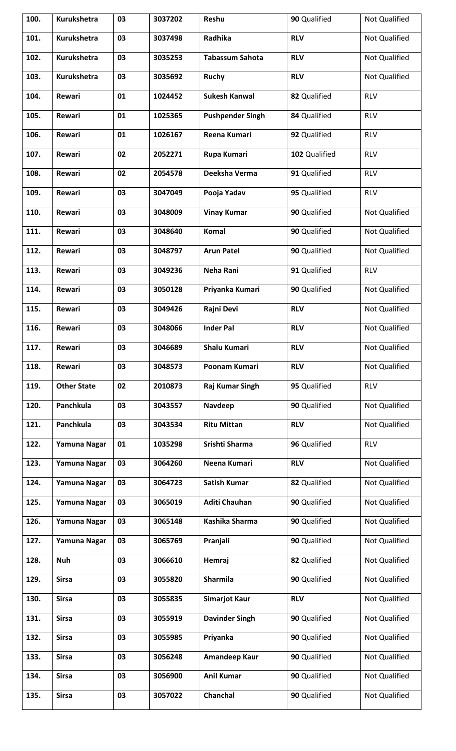| 100. | **Kurukshetra** | **03** | **3037202** | **Reshu** | **90** Qualified | Not Qualified |
|---|---|---|---|---|---|---|
| 101. | **Kurukshetra** | **03** | **3037498** | **Radhika** | **RLV** | Not Qualified |
| 102. | **Kurukshetra** | **03** | **3035253** | **Tabassum Sahota** | **RLV** | Not Qualified |
| 103. | **Kurukshetra** | **03** | **3035692** | **Ruchy** | **RLV** | Not Qualified |
| 104. | **Rewari** | **01** | **1024452** | **Sukesh Kanwal** | **82** Qualified | RLV |
| 105. | **Rewari** | **01** | **1025365** | **Pushpender Singh** | **84** Qualified | RLV |
| 106. | **Rewari** | **01** | **1026167** | **Reena Kumari** | **92** Qualified | RLV |
| 107. | **Rewari** | **02** | **2052271** | **Rupa Kumari** | **102** Qualified | RLV |
| 108. | **Rewari** | **02** | **2054578** | **Deeksha Verma** | **91** Qualified | RLV |
| 109. | **Rewari** | **03** | **3047049** | **Pooja Yadav** | **95** Qualified | RLV |
| 110. | **Rewari** | **03** | **3048009** | **Vinay Kumar** | **90** Qualified | Not Qualified |
| 111. | **Rewari** | **03** | **3048640** | **Komal** | **90** Qualified | Not Qualified |
| 112. | **Rewari** | **03** | **3048797** | **Arun Patel** | **90** Qualified | Not Qualified |
| 113. | **Rewari** | **03** | **3049236** | **Neha Rani** | **91** Qualified | RLV |
| 114. | **Rewari** | **03** | **3050128** | **Priyanka Kumari** | **90** Qualified | Not Qualified |
| 115. | **Rewari** | **03** | **3049426** | **Rajni Devi** | **RLV** | Not Qualified |
| 116. | **Rewari** | **03** | **3048066** | **Inder Pal** | **RLV** | Not Qualified |
| 117. | **Rewari** | **03** | **3046689** | **Shalu Kumari** | **RLV** | Not Qualified |
| 118. | **Rewari** | **03** | **3048573** | **Poonam Kumari** | **RLV** | Not Qualified |
| 119. | **Other State** | **02** | **2010873** | **Raj Kumar Singh** | **95** Qualified | RLV |
| 120. | **Panchkula** | **03** | **3043557** | **Navdeep** | **90** Qualified | Not Qualified |
| 121. | **Panchkula** | **03** | **3043534** | **Ritu Mittan** | **RLV** | Not Qualified |
| 122. | **Yamuna Nagar** | **01** | **1035298** | **Srishti Sharma** | **96** Qualified | RLV |
| 123. | **Yamuna Nagar** | **03** | **3064260** | **Neena Kumari** | **RLV** | Not Qualified |
| 124. | **Yamuna Nagar** | **03** | **3064723** | **Satish Kumar** | **82** Qualified | Not Qualified |
| 125. | **Yamuna Nagar** | **03** | **3065019** | **Aditi Chauhan** | **90** Qualified | Not Qualified |
| 126. | **Yamuna Nagar** | **03** | **3065148** | **Kashika Sharma** | **90** Qualified | Not Qualified |
| 127. | **Yamuna Nagar** | **03** | **3065769** | **Pranjali** | **90** Qualified | Not Qualified |
| 128. | **Nuh** | **03** | **3066610** | **Hemraj** | **82** Qualified | Not Qualified |
| 129. | **Sirsa** | **03** | **3055820** | **Sharmila** | **90** Qualified | Not Qualified |
| 130. | **Sirsa** | **03** | **3055835** | **Simarjot Kaur** | **RLV** | Not Qualified |
| 131. | **Sirsa** | **03** | **3055919** | **Davinder Singh** | **90** Qualified | Not Qualified |
| 132. | **Sirsa** | **03** | **3055985** | **Priyanka** | **90** Qualified | Not Qualified |
| 133. | **Sirsa** | **03** | **3056248** | **Amandeep Kaur** | **90** Qualified | Not Qualified |
| 134. | **Sirsa** | **03** | **3056900** | **Anil Kumar** | **90** Qualified | Not Qualified |
| 135. | **Sirsa** | **03** | **3057022** | **Chanchal** | **90** Qualified | Not Qualified |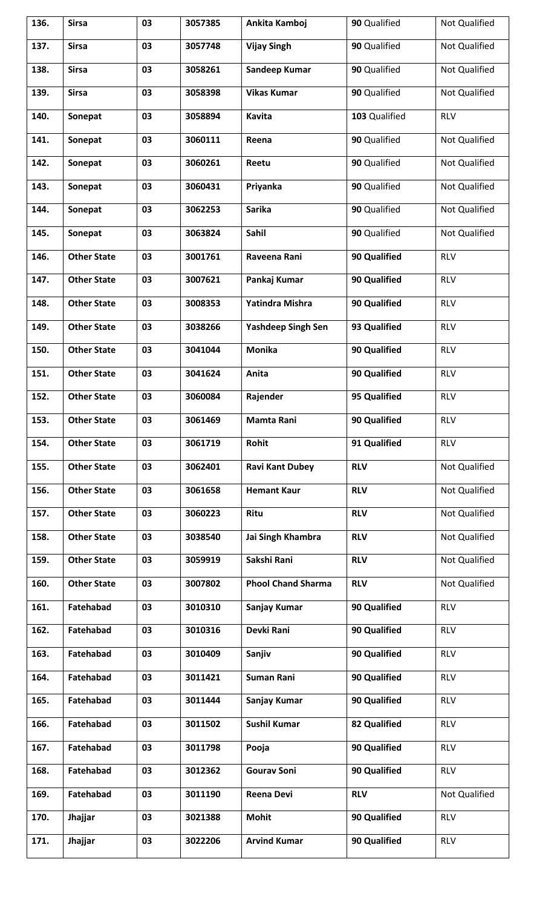| 136. | **Sirsa** | **03** | **3057385** | **Ankita Kamboj** | **90** Qualified | Not Qualified |
|---|---|---|---|---|---|---|
| 137. | **Sirsa** | **03** | **3057748** | **Vijay Singh** | **90** Qualified | Not Qualified |
| 138. | **Sirsa** | **03** | **3058261** | **Sandeep Kumar** | **90** Qualified | Not Qualified |
| 139. | **Sirsa** | **03** | **3058398** | **Vikas Kumar** | **90** Qualified | Not Qualified |
| 140. | **Sonepat** | **03** | **3058894** | **Kavita** | **103** Qualified | RLV |
| 141. | **Sonepat** | **03** | **3060111** | **Reena** | **90** Qualified | Not Qualified |
| 142. | **Sonepat** | **03** | **3060261** | **Reetu** | **90** Qualified | Not Qualified |
| 143. | **Sonepat** | **03** | **3060431** | **Priyanka** | **90** Qualified | Not Qualified |
| 144. | **Sonepat** | **03** | **3062253** | **Sarika** | **90** Qualified | Not Qualified |
| 145. | **Sonepat** | **03** | **3063824** | **Sahil** | **90** Qualified | Not Qualified |
| 146. | **Other State** | **03** | **3001761** | **Raveena Rani** | **90 Qualified** | RLV |
| 147. | **Other State** | **03** | **3007621** | **Pankaj Kumar** | **90 Qualified** | RLV |
| 148. | **Other State** | **03** | **3008353** | **Yatindra Mishra** | **90 Qualified** | RLV |
| 149. | **Other State** | **03** | **3038266** | **Yashdeep Singh Sen** | **93 Qualified** | RLV |
| 150. | **Other State** | **03** | **3041044** | **Monika** | **90 Qualified** | RLV |
| 151. | **Other State** | **03** | **3041624** | **Anita** | **90 Qualified** | RLV |
| 152. | **Other State** | **03** | **3060084** | **Rajender** | **95 Qualified** | RLV |
| 153. | **Other State** | **03** | **3061469** | **Mamta Rani** | **90 Qualified** | RLV |
| 154. | **Other State** | **03** | **3061719** | **Rohit** | **91 Qualified** | RLV |
| 155. | **Other State** | **03** | **3062401** | **Ravi Kant Dubey** | **RLV** | Not Qualified |
| 156. | **Other State** | **03** | **3061658** | **Hemant Kaur** | **RLV** | Not Qualified |
| 157. | **Other State** | **03** | **3060223** | **Ritu** | **RLV** | Not Qualified |
| 158. | **Other State** | **03** | **3038540** | **Jai Singh Khambra** | **RLV** | Not Qualified |
| 159. | **Other State** | **03** | **3059919** | **Sakshi Rani** | **RLV** | Not Qualified |
| 160. | **Other State** | **03** | **3007802** | **Phool Chand Sharma** | **RLV** | Not Qualified |
| 161. | **Fatehabad** | **03** | **3010310** | **Sanjay Kumar** | **90 Qualified** | RLV |
| 162. | **Fatehabad** | **03** | **3010316** | **Devki Rani** | **90 Qualified** | RLV |
| 163. | **Fatehabad** | **03** | **3010409** | **Sanjiv** | **90 Qualified** | RLV |
| 164. | **Fatehabad** | **03** | **3011421** | **Suman Rani** | **90 Qualified** | RLV |
| 165. | **Fatehabad** | **03** | **3011444** | **Sanjay Kumar** | **90 Qualified** | RLV |
| 166. | **Fatehabad** | **03** | **3011502** | **Sushil Kumar** | **82 Qualified** | RLV |
| 167. | **Fatehabad** | **03** | **3011798** | **Pooja** | **90 Qualified** | RLV |
| 168. | **Fatehabad** | **03** | **3012362** | **Gourav Soni** | **90 Qualified** | RLV |
| 169. | **Fatehabad** | **03** | **3011190** | **Reena Devi** | **RLV** | Not Qualified |
| 170. | **Jhajjar** | **03** | **3021388** | **Mohit** | **90 Qualified** | RLV |
| 171. | **Jhajjar** | **03** | **3022206** | **Arvind Kumar** | **90 Qualified** | RLV |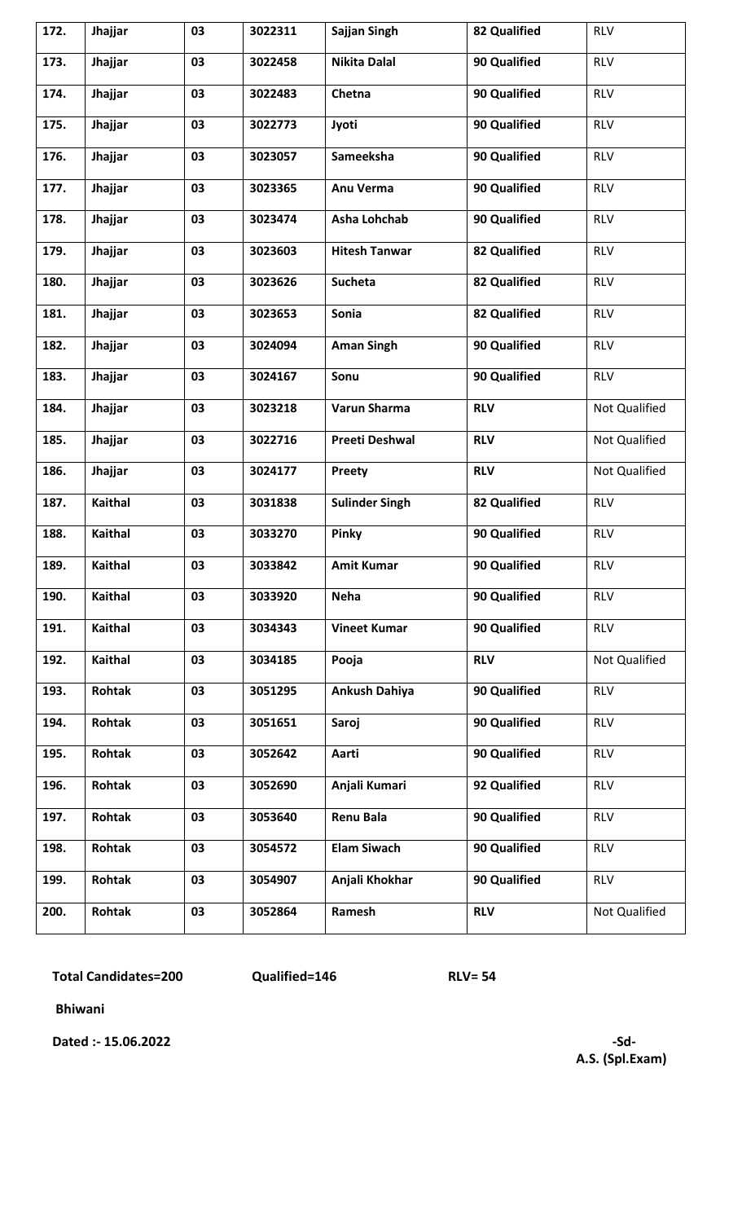| | | | | | | |
|---|---|---|---|---|---|---|
| 172. | Jhajjar | 03 | 3022311 | Sajjan Singh | 82 Qualified | RLV |
| 173. | Jhajjar | 03 | 3022458 | Nikita Dalal | 90 Qualified | RLV |
| 174. | Jhajjar | 03 | 3022483 | Chetna | 90 Qualified | RLV |
| 175. | Jhajjar | 03 | 3022773 | Jyoti | 90 Qualified | RLV |
| 176. | Jhajjar | 03 | 3023057 | Sameeksha | 90 Qualified | RLV |
| 177. | Jhajjar | 03 | 3023365 | Anu Verma | 90 Qualified | RLV |
| 178. | Jhajjar | 03 | 3023474 | Asha Lohchab | 90 Qualified | RLV |
| 179. | Jhajjar | 03 | 3023603 | Hitesh Tanwar | 82 Qualified | RLV |
| 180. | Jhajjar | 03 | 3023626 | Sucheta | 82 Qualified | RLV |
| 181. | Jhajjar | 03 | 3023653 | Sonia | 82 Qualified | RLV |
| 182. | Jhajjar | 03 | 3024094 | Aman Singh | 90 Qualified | RLV |
| 183. | Jhajjar | 03 | 3024167 | Sonu | 90 Qualified | RLV |
| 184. | Jhajjar | 03 | 3023218 | Varun Sharma | RLV | Not Qualified |
| 185. | Jhajjar | 03 | 3022716 | Preeti Deshwal | RLV | Not Qualified |
| 186. | Jhajjar | 03 | 3024177 | Preety | RLV | Not Qualified |
| 187. | Kaithal | 03 | 3031838 | Sulinder Singh | 82 Qualified | RLV |
| 188. | Kaithal | 03 | 3033270 | Pinky | 90 Qualified | RLV |
| 189. | Kaithal | 03 | 3033842 | Amit Kumar | 90 Qualified | RLV |
| 190. | Kaithal | 03 | 3033920 | Neha | 90 Qualified | RLV |
| 191. | Kaithal | 03 | 3034343 | Vineet Kumar | 90 Qualified | RLV |
| 192. | Kaithal | 03 | 3034185 | Pooja | RLV | Not Qualified |
| 193. | Rohtak | 03 | 3051295 | Ankush Dahiya | 90 Qualified | RLV |
| 194. | Rohtak | 03 | 3051651 | Saroj | 90 Qualified | RLV |
| 195. | Rohtak | 03 | 3052642 | Aarti | 90 Qualified | RLV |
| 196. | Rohtak | 03 | 3052690 | Anjali Kumari | 92 Qualified | RLV |
| 197. | Rohtak | 03 | 3053640 | Renu Bala | 90 Qualified | RLV |
| 198. | Rohtak | 03 | 3054572 | Elam Siwach | 90 Qualified | RLV |
| 199. | Rohtak | 03 | 3054907 | Anjali Khokhar | 90 Qualified | RLV |
| 200. | Rohtak | 03 | 3052864 | Ramesh | RLV | Not Qualified |

**Total Candidates=200** **Qualified=146** **RLV= 54**

**Bhiwani**

**Dated :- 15.06.2022**

**-Sd-**
**A.S. (Spl.Exam)**